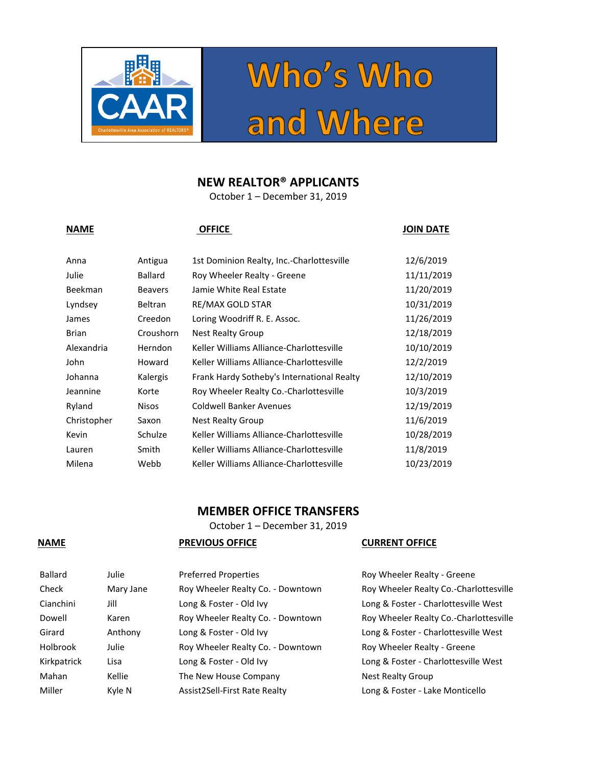# CAAR

Charlottesville Area Association of REALTORS®

# Who's Who and Where

## NEW REALTOR® APPLICANTS

October 1 – December 31, 2019

| NAME | | OFFICE | JOIN DATE |
|---|---|---|---|
| Anna | Antigua | 1st Dominion Realty, Inc.-Charlottesville | 12/6/2019 |
| Julie | Ballard | Roy Wheeler Realty - Greene | 11/11/2019 |
| Beekman | Beavers | Jamie White Real Estate | 11/20/2019 |
| Lyndsey | Beltran | RE/MAX GOLD STAR | 10/31/2019 |
| James | Creedon | Loring Woodriff R. E. Assoc. | 11/26/2019 |
| Brian | Croushorn | Nest Realty Group | 12/18/2019 |
| Alexandria | Herndon | Keller Williams Alliance-Charlottesville | 10/10/2019 |
| John | Howard | Keller Williams Alliance-Charlottesville | 12/2/2019 |
| Johanna | Kalergis | Frank Hardy Sotheby's International Realty | 12/10/2019 |
| Jeannine | Korte | Roy Wheeler Realty Co.-Charlottesville | 10/3/2019 |
| Ryland | Nisos | Coldwell Banker Avenues | 12/19/2019 |
| Christopher | Saxon | Nest Realty Group | 11/6/2019 |
| Kevin | Schulze | Keller Williams Alliance-Charlottesville | 10/28/2019 |
| Lauren | Smith | Keller Williams Alliance-Charlottesville | 11/8/2019 |
| Milena | Webb | Keller Williams Alliance-Charlottesville | 10/23/2019 |

## MEMBER OFFICE TRANSFERS

October 1 – December 31, 2019

| NAME | | PREVIOUS OFFICE | CURRENT OFFICE |
|---|---|---|---|
| Ballard | Julie | Preferred Properties | Roy Wheeler Realty - Greene |
| Check | Mary Jane | Roy Wheeler Realty Co. - Downtown | Roy Wheeler Realty Co.-Charlottesville |
| Cianchini | Jill | Long & Foster - Old Ivy | Long & Foster - Charlottesville West |
| Dowell | Karen | Roy Wheeler Realty Co. - Downtown | Roy Wheeler Realty Co.-Charlottesville |
| Girard | Anthony | Long & Foster - Old Ivy | Long & Foster - Charlottesville West |
| Holbrook | Julie | Roy Wheeler Realty Co. - Downtown | Roy Wheeler Realty - Greene |
| Kirkpatrick | Lisa | Long & Foster - Old Ivy | Long & Foster - Charlottesville West |
| Mahan | Kellie | The New House Company | Nest Realty Group |
| Miller | Kyle N | Assist2Sell-First Rate Realty | Long & Foster - Lake Monticello |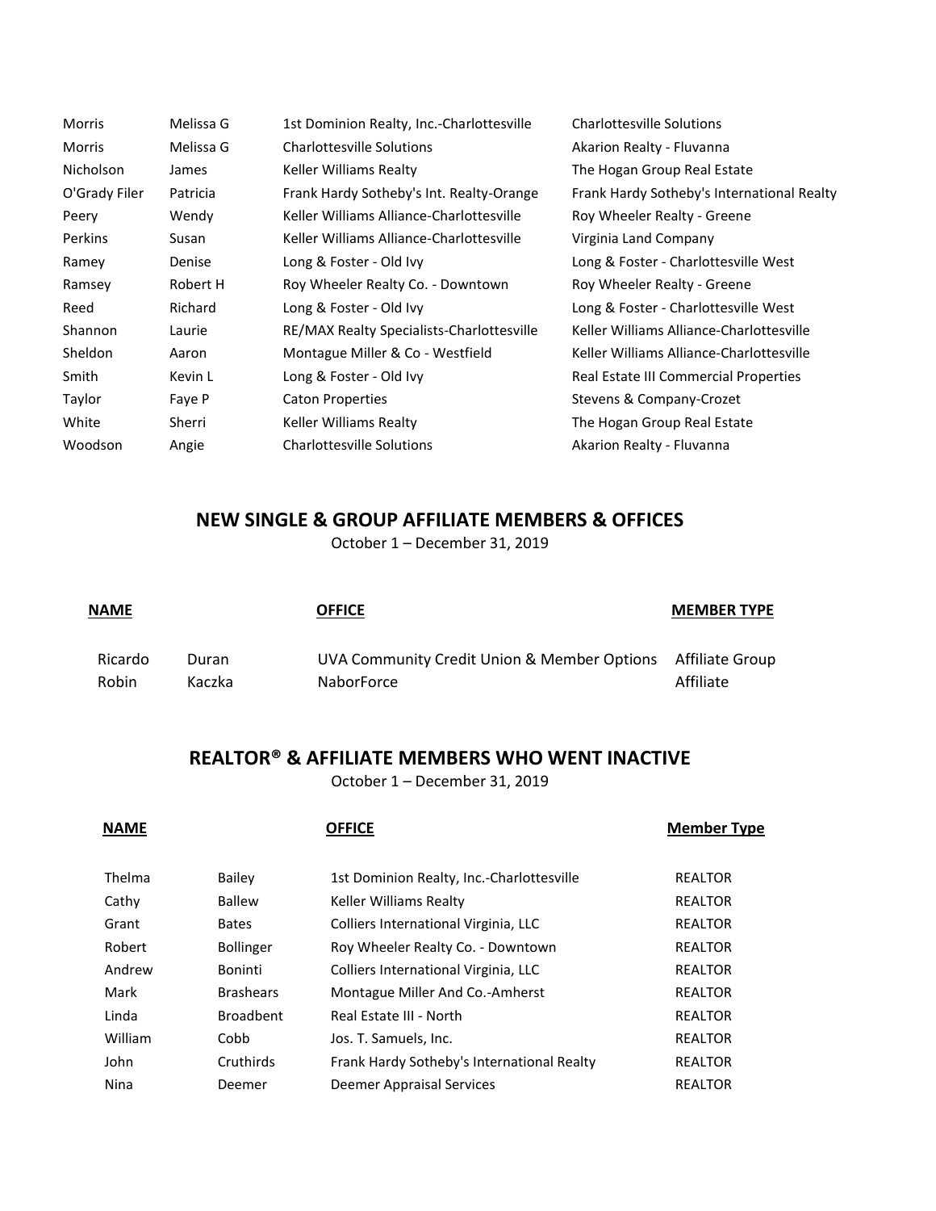| | | | |
|---|---|---|---|
| Morris | Melissa G | 1st Dominion Realty, Inc.-Charlottesville | Charlottesville Solutions |
| Morris | Melissa G | Charlottesville Solutions | Akarion Realty - Fluvanna |
| Nicholson | James | Keller Williams Realty | The Hogan Group Real Estate |
| O'Grady Filer | Patricia | Frank Hardy Sotheby's Int. Realty-Orange | Frank Hardy Sotheby's International Realty |
| Peery | Wendy | Keller Williams Alliance-Charlottesville | Roy Wheeler Realty - Greene |
| Perkins | Susan | Keller Williams Alliance-Charlottesville | Virginia Land Company |
| Ramey | Denise | Long & Foster - Old Ivy | Long & Foster - Charlottesville West |
| Ramsey | Robert H | Roy Wheeler Realty Co. - Downtown | Roy Wheeler Realty - Greene |
| Reed | Richard | Long & Foster - Old Ivy | Long & Foster - Charlottesville West |
| Shannon | Laurie | RE/MAX Realty Specialists-Charlottesville | Keller Williams Alliance-Charlottesville |
| Sheldon | Aaron | Montague Miller & Co - Westfield | Keller Williams Alliance-Charlottesville |
| Smith | Kevin L | Long & Foster - Old Ivy | Real Estate III Commercial Properties |
| Taylor | Faye P | Caton Properties | Stevens & Company-Crozet |
| White | Sherri | Keller Williams Realty | The Hogan Group Real Estate |
| Woodson | Angie | Charlottesville Solutions | Akarion Realty - Fluvanna |

## NEW SINGLE & GROUP AFFILIATE MEMBERS & OFFICES

October 1 – December 31, 2019

| **NAME** | | **OFFICE** | **MEMBER TYPE** |
|---|---|---|---|
| Ricardo | Duran | UVA Community Credit Union & Member Options | Affiliate Group |
| Robin | Kaczka | NaborForce | Affiliate |

## REALTOR® & AFFILIATE MEMBERS WHO WENT INACTIVE

October 1 – December 31, 2019

| **NAME** | | **OFFICE** | **Member Type** |
|---|---|---|---|
| Thelma | Bailey | 1st Dominion Realty, Inc.-Charlottesville | REALTOR |
| Cathy | Ballew | Keller Williams Realty | REALTOR |
| Grant | Bates | Colliers International Virginia, LLC | REALTOR |
| Robert | Bollinger | Roy Wheeler Realty Co. - Downtown | REALTOR |
| Andrew | Boninti | Colliers International Virginia, LLC | REALTOR |
| Mark | Brashears | Montague Miller And Co.-Amherst | REALTOR |
| Linda | Broadbent | Real Estate III - North | REALTOR |
| William | Cobb | Jos. T. Samuels, Inc. | REALTOR |
| John | Cruthirds | Frank Hardy Sotheby's International Realty | REALTOR |
| Nina | Deemer | Deemer Appraisal Services | REALTOR |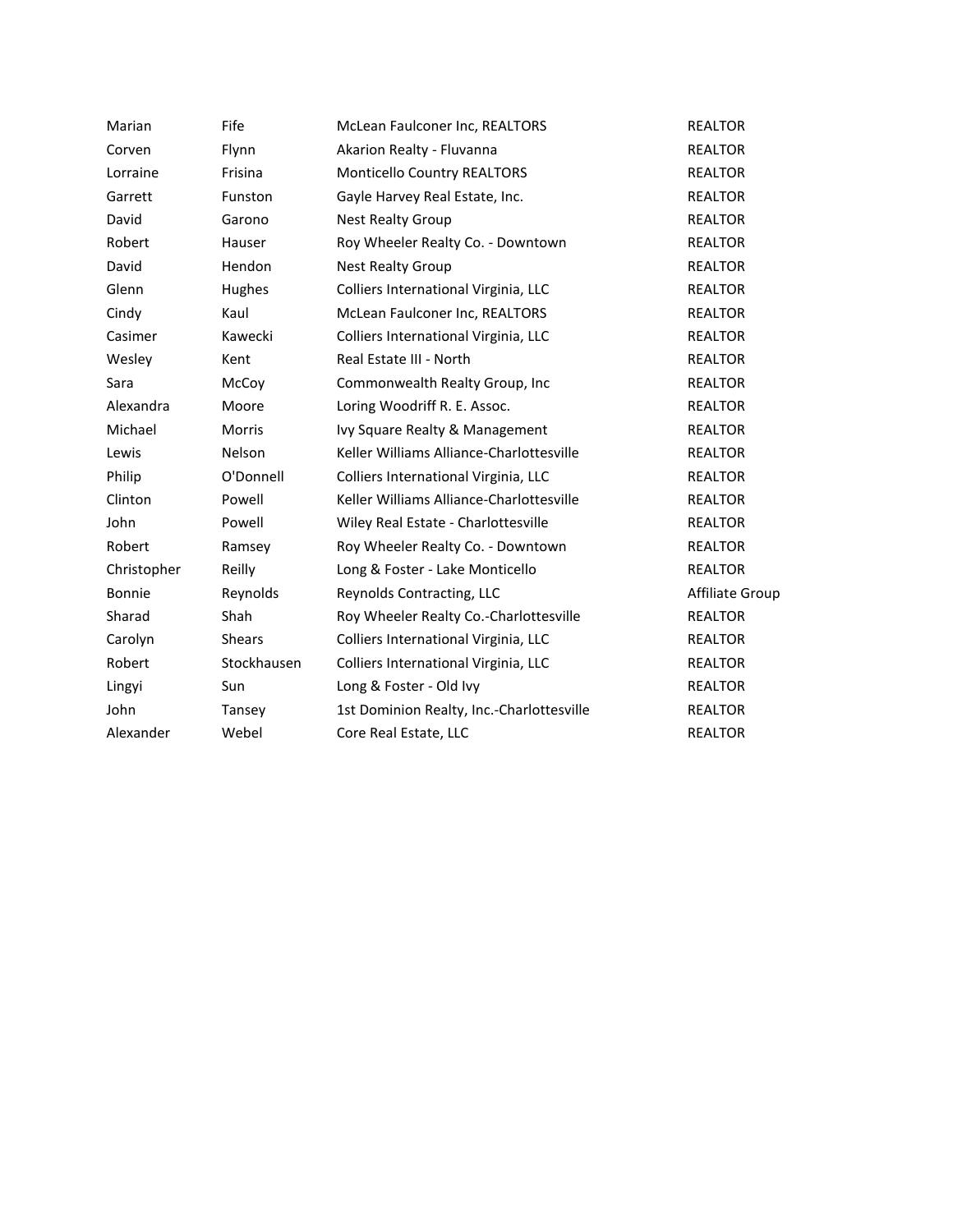| | | | |
|---|---|---|---|
| Marian | Fife | McLean Faulconer Inc, REALTORS | REALTOR |
| Corven | Flynn | Akarion Realty - Fluvanna | REALTOR |
| Lorraine | Frisina | Monticello Country REALTORS | REALTOR |
| Garrett | Funston | Gayle Harvey Real Estate, Inc. | REALTOR |
| David | Garono | Nest Realty Group | REALTOR |
| Robert | Hauser | Roy Wheeler Realty Co. - Downtown | REALTOR |
| David | Hendon | Nest Realty Group | REALTOR |
| Glenn | Hughes | Colliers International Virginia, LLC | REALTOR |
| Cindy | Kaul | McLean Faulconer Inc, REALTORS | REALTOR |
| Casimer | Kawecki | Colliers International Virginia, LLC | REALTOR |
| Wesley | Kent | Real Estate III - North | REALTOR |
| Sara | McCoy | Commonwealth Realty Group, Inc | REALTOR |
| Alexandra | Moore | Loring Woodriff R. E. Assoc. | REALTOR |
| Michael | Morris | Ivy Square Realty & Management | REALTOR |
| Lewis | Nelson | Keller Williams Alliance-Charlottesville | REALTOR |
| Philip | O'Donnell | Colliers International Virginia, LLC | REALTOR |
| Clinton | Powell | Keller Williams Alliance-Charlottesville | REALTOR |
| John | Powell | Wiley Real Estate - Charlottesville | REALTOR |
| Robert | Ramsey | Roy Wheeler Realty Co. - Downtown | REALTOR |
| Christopher | Reilly | Long & Foster - Lake Monticello | REALTOR |
| Bonnie | Reynolds | Reynolds Contracting, LLC | Affiliate Group |
| Sharad | Shah | Roy Wheeler Realty Co.-Charlottesville | REALTOR |
| Carolyn | Shears | Colliers International Virginia, LLC | REALTOR |
| Robert | Stockhausen | Colliers International Virginia, LLC | REALTOR |
| Lingyi | Sun | Long & Foster - Old Ivy | REALTOR |
| John | Tansey | 1st Dominion Realty, Inc.-Charlottesville | REALTOR |
| Alexander | Webel | Core Real Estate, LLC | REALTOR |